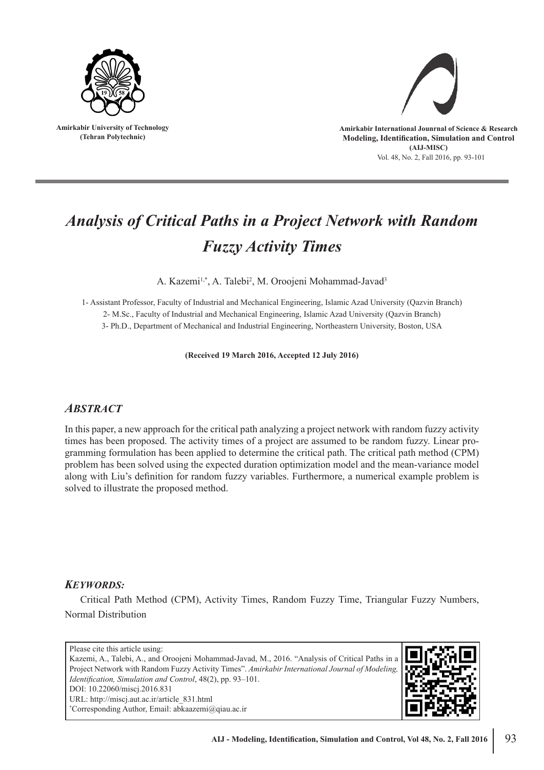Amirkabir University of Technology
(Tehran Polytechnic)

Amirkabir International Jounrnal of Science & Research
**Modeling, Identification, Simulation and Control**
**(AIJ-MISC)**
Vol. 48, No. 2, Fall 2016, pp. 93-101

# *Analysis of Critical Paths in a Project Network with Random Fuzzy Activity Times*

A. Kazemi[1,*], A. Talebi[2], M. Oroojeni Mohammad-Javad[3]

1- Assistant Professor, Faculty of Industrial and Mechanical Engineering, Islamic Azad University (Qazvin Branch)
2- M.Sc., Faculty of Industrial and Mechanical Engineering, Islamic Azad University (Qazvin Branch)
3- Ph.D., Department of Mechanical and Industrial Engineering, Northeastern University, Boston, USA

**(Received 19 March 2016, Accepted 12 July 2016)**

## *ABSTRACT*

In this paper, a new approach for the critical path analyzing a project network with random fuzzy activity times has been proposed. The activity times of a project are assumed to be random fuzzy. Linear programming formulation has been applied to determine the critical path. The critical path method (CPM) problem has been solved using the expected duration optimization model and the mean-variance model along with Liu's definition for random fuzzy variables. Furthermore, a numerical example problem is solved to illustrate the proposed method.

## *KEYWORDS:*

Critical Path Method (CPM), Activity Times, Random Fuzzy Time, Triangular Fuzzy Numbers, Normal Distribution

Please cite this article using:
Kazemi, A., Talebi, A., and Oroojeni Mohammad-Javad, M., 2016. "Analysis of Critical Paths in a Project Network with Random Fuzzy Activity Times". *Amirkabir International Journal of Modeling, Identification, Simulation and Control*, 48(2), pp. 93–101.
DOI: 10.22060/miscj.2016.831
URL: http://miscj.aut.ac.ir/article_831.html
*Corresponding Author, Email: abkaazemi@qiau.ac.ir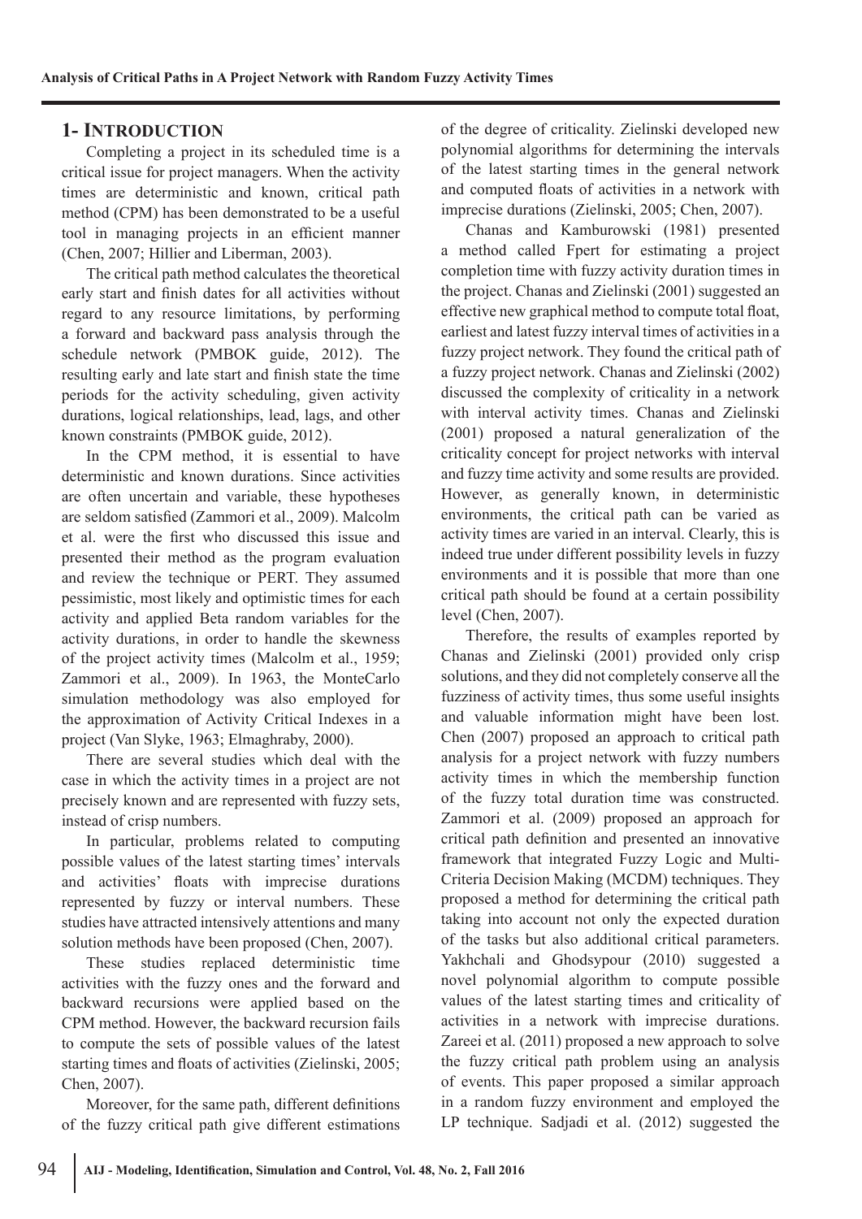## 1- Introduction

Completing a project in its scheduled time is a critical issue for project managers. When the activity times are deterministic and known, critical path method (CPM) has been demonstrated to be a useful tool in managing projects in an efficient manner (Chen, 2007; Hillier and Liberman, 2003).

The critical path method calculates the theoretical early start and finish dates for all activities without regard to any resource limitations, by performing a forward and backward pass analysis through the schedule network (PMBOK guide, 2012). The resulting early and late start and finish state the time periods for the activity scheduling, given activity durations, logical relationships, lead, lags, and other known constraints (PMBOK guide, 2012).

In the CPM method, it is essential to have deterministic and known durations. Since activities are often uncertain and variable, these hypotheses are seldom satisfied (Zammori et al., 2009). Malcolm et al. were the first who discussed this issue and presented their method as the program evaluation and review the technique or PERT. They assumed pessimistic, most likely and optimistic times for each activity and applied Beta random variables for the activity durations, in order to handle the skewness of the project activity times (Malcolm et al., 1959; Zammori et al., 2009). In 1963, the MonteCarlo simulation methodology was also employed for the approximation of Activity Critical Indexes in a project (Van Slyke, 1963; Elmaghraby, 2000).

There are several studies which deal with the case in which the activity times in a project are not precisely known and are represented with fuzzy sets, instead of crisp numbers.

In particular, problems related to computing possible values of the latest starting times' intervals and activities' floats with imprecise durations represented by fuzzy or interval numbers. These studies have attracted intensively attentions and many solution methods have been proposed (Chen, 2007).

These studies replaced deterministic time activities with the fuzzy ones and the forward and backward recursions were applied based on the CPM method. However, the backward recursion fails to compute the sets of possible values of the latest starting times and floats of activities (Zielinski, 2005; Chen, 2007).

Moreover, for the same path, different definitions of the fuzzy critical path give different estimations of the degree of criticality. Zielinski developed new polynomial algorithms for determining the intervals of the latest starting times in the general network and computed floats of activities in a network with imprecise durations (Zielinski, 2005; Chen, 2007).

Chanas and Kamburowski (1981) presented a method called Fpert for estimating a project completion time with fuzzy activity duration times in the project. Chanas and Zielinski (2001) suggested an effective new graphical method to compute total float, earliest and latest fuzzy interval times of activities in a fuzzy project network. They found the critical path of a fuzzy project network. Chanas and Zielinski (2002) discussed the complexity of criticality in a network with interval activity times. Chanas and Zielinski (2001) proposed a natural generalization of the criticality concept for project networks with interval and fuzzy time activity and some results are provided. However, as generally known, in deterministic environments, the critical path can be varied as activity times are varied in an interval. Clearly, this is indeed true under different possibility levels in fuzzy environments and it is possible that more than one critical path should be found at a certain possibility level (Chen, 2007).

Therefore, the results of examples reported by Chanas and Zielinski (2001) provided only crisp solutions, and they did not completely conserve all the fuzziness of activity times, thus some useful insights and valuable information might have been lost. Chen (2007) proposed an approach to critical path analysis for a project network with fuzzy numbers activity times in which the membership function of the fuzzy total duration time was constructed. Zammori et al. (2009) proposed an approach for critical path definition and presented an innovative framework that integrated Fuzzy Logic and Multi-Criteria Decision Making (MCDM) techniques. They proposed a method for determining the critical path taking into account not only the expected duration of the tasks but also additional critical parameters. Yakhchali and Ghodsypour (2010) suggested a novel polynomial algorithm to compute possible values of the latest starting times and criticality of activities in a network with imprecise durations. Zareei et al. (2011) proposed a new approach to solve the fuzzy critical path problem using an analysis of events. This paper proposed a similar approach in a random fuzzy environment and employed the LP technique. Sadjadi et al. (2012) suggested the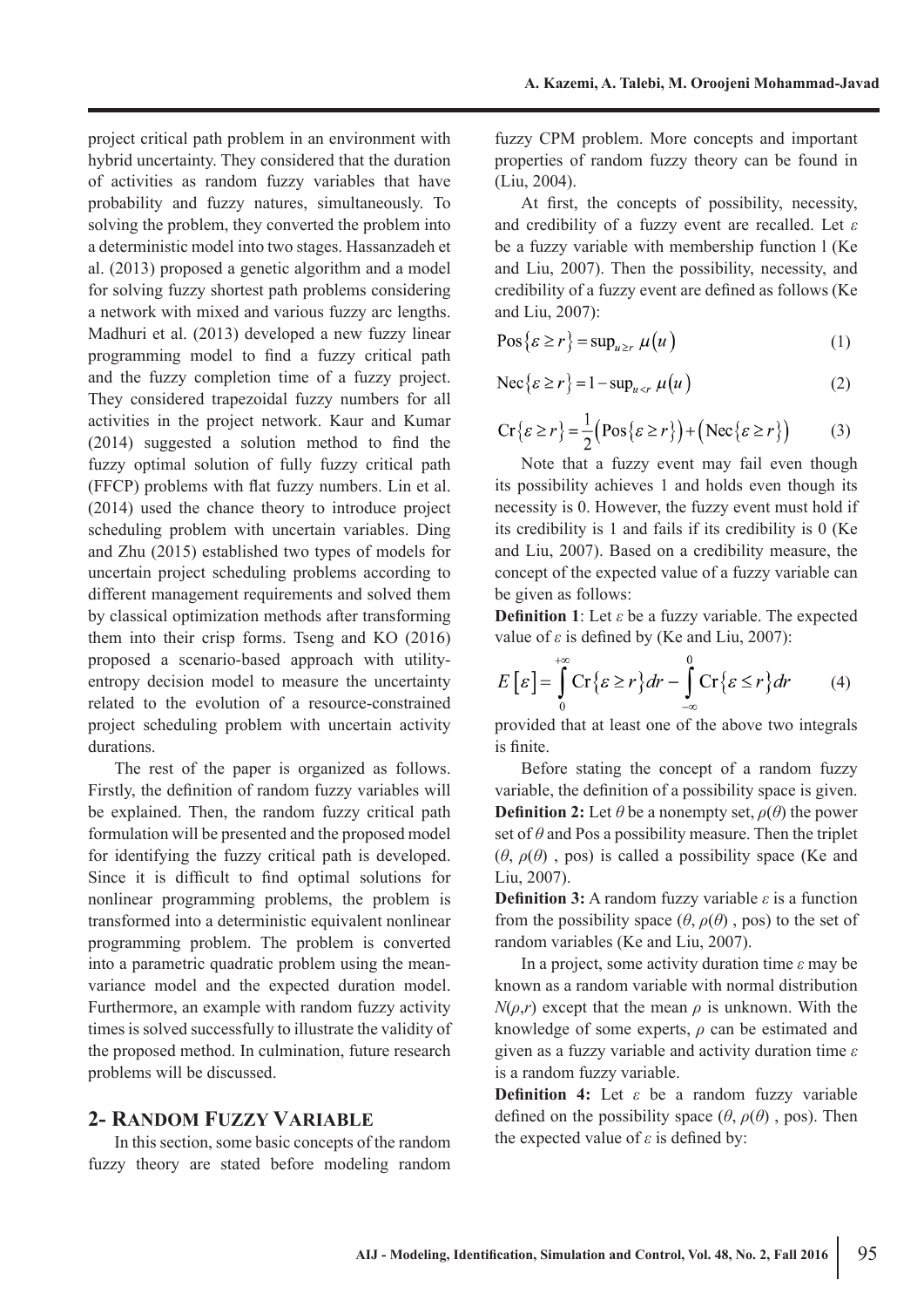project critical path problem in an environment with hybrid uncertainty. They considered that the duration of activities as random fuzzy variables that have probability and fuzzy natures, simultaneously. To solving the problem, they converted the problem into a deterministic model into two stages. Hassanzadeh et al. (2013) proposed a genetic algorithm and a model for solving fuzzy shortest path problems considering a network with mixed and various fuzzy arc lengths. Madhuri et al. (2013) developed a new fuzzy linear programming model to find a fuzzy critical path and the fuzzy completion time of a fuzzy project. They considered trapezoidal fuzzy numbers for all activities in the project network. Kaur and Kumar (2014) suggested a solution method to find the fuzzy optimal solution of fully fuzzy critical path (FFCP) problems with flat fuzzy numbers. Lin et al. (2014) used the chance theory to introduce project scheduling problem with uncertain variables. Ding and Zhu (2015) established two types of models for uncertain project scheduling problems according to different management requirements and solved them by classical optimization methods after transforming them into their crisp forms. Tseng and KO (2016) proposed a scenario-based approach with utility-entropy decision model to measure the uncertainty related to the evolution of a resource-constrained project scheduling problem with uncertain activity durations.

The rest of the paper is organized as follows. Firstly, the definition of random fuzzy variables will be explained. Then, the random fuzzy critical path formulation will be presented and the proposed model for identifying the fuzzy critical path is developed. Since it is difficult to find optimal solutions for nonlinear programming problems, the problem is transformed into a deterministic equivalent nonlinear programming problem. The problem is converted into a parametric quadratic problem using the mean-variance model and the expected duration model. Furthermore, an example with random fuzzy activity times is solved successfully to illustrate the validity of the proposed method. In culmination, future research problems will be discussed.

## 2- Random Fuzzy Variable

In this section, some basic concepts of the random fuzzy theory are stated before modeling random fuzzy CPM problem. More concepts and important properties of random fuzzy theory can be found in (Liu, 2004).

At first, the concepts of possibility, necessity, and credibility of a fuzzy event are recalled. Let $\varepsilon$ be a fuzzy variable with membership function l (Ke and Liu, 2007). Then the possibility, necessity, and credibility of a fuzzy event are defined as follows (Ke and Liu, 2007):

$$\text{Pos}\{\varepsilon \geq r\} = \sup_{u \geq r} \mu(u) \tag{1}$$

$$\text{Nec}\{\varepsilon \geq r\} = 1 - \sup_{u < r} \mu(u) \tag{2}$$

$$\text{Cr}\{\varepsilon \geq r\} = \frac{1}{2}\left(\text{Pos}\{\varepsilon \geq r\}\right) + \left(\text{Nec}\{\varepsilon \geq r\}\right) \tag{3}$$

Note that a fuzzy event may fail even though its possibility achieves 1 and holds even though its necessity is 0. However, the fuzzy event must hold if its credibility is 1 and fails if its credibility is 0 (Ke and Liu, 2007). Based on a credibility measure, the concept of the expected value of a fuzzy variable can be given as follows:

**Definition 1**: Let $\varepsilon$ be a fuzzy variable. The expected value of $\varepsilon$ is defined by (Ke and Liu, 2007):

$$E[\varepsilon] = \int_{0}^{+\infty} \text{Cr}\{\varepsilon \geq r\} dr - \int_{-\infty}^{0} \text{Cr}\{\varepsilon \leq r\} dr \tag{4}$$

provided that at least one of the above two integrals is finite.

Before stating the concept of a random fuzzy variable, the definition of a possibility space is given.

**Definition 2:** Let $\theta$ be a nonempty set, $\rho(\theta)$ the power set of $\theta$ and Pos a possibility measure. Then the triplet ($\theta$, $\rho(\theta)$ , pos) is called a possibility space (Ke and Liu, 2007).

**Definition 3:** A random fuzzy variable $\varepsilon$ is a function from the possibility space ($\theta$, $\rho(\theta)$ , pos) to the set of random variables (Ke and Liu, 2007).

In a project, some activity duration time $\varepsilon$ may be known as a random variable with normal distribution $N(\rho,r)$ except that the mean $\rho$ is unknown. With the knowledge of some experts, $\rho$ can be estimated and given as a fuzzy variable and activity duration time $\varepsilon$ is a random fuzzy variable.

**Definition 4:** Let $\varepsilon$ be a random fuzzy variable defined on the possibility space ($\theta$, $\rho(\theta)$ , pos). Then the expected value of $\varepsilon$ is defined by: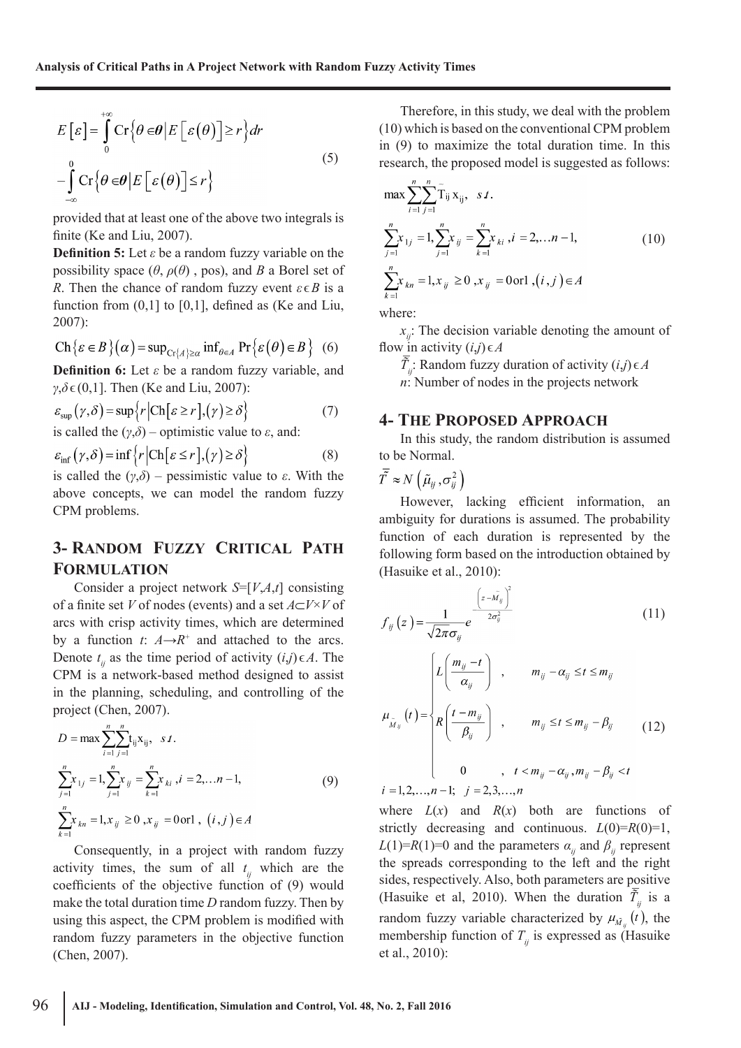$$E[\varepsilon] = \int_{0}^{+\infty} \mathrm{Cr}\left\{\theta \in \boldsymbol{\theta} \middle| E\left[\varepsilon(\theta)\right] \geq r\right\} dr - \int_{-\infty}^{0} \mathrm{Cr}\left\{\theta \in \boldsymbol{\theta} \middle| E\left[\varepsilon(\theta)\right] \leq r\right\} \tag{5}$$

provided that at least one of the above two integrals is finite (Ke and Liu, 2007).

**Definition 5:** Let $\varepsilon$ be a random fuzzy variable on the possibility space ($\theta$, $\rho(\theta)$ , pos), and $B$ a Borel set of $R$. Then the chance of random fuzzy event $\varepsilon \epsilon B$ is a function from (0,1] to [0,1], defined as (Ke and Liu, 2007):

$$\mathrm{Ch}\{\varepsilon \in B\}(\alpha) = \sup_{\mathrm{Cr}\{A\} \geq \alpha} \inf_{\theta \in A} \Pr\{\varepsilon(\theta) \in B\} \tag{6}$$

**Definition 6:** Let $\varepsilon$ be a random fuzzy variable, and $\gamma,\delta \epsilon (0,1]$. Then (Ke and Liu, 2007):

$$\varepsilon_{\sup}(\gamma,\delta) = \sup\left\{r \middle| \mathrm{Ch}\left[\varepsilon \geq r\right],(\gamma) \geq \delta\right\} \tag{7}$$

is called the ($\gamma$,$\delta$) – optimistic value to $\varepsilon$, and:

$$\varepsilon_{\inf}(\gamma,\delta) = \inf\left\{r \middle| \mathrm{Ch}\left[\varepsilon \leq r\right],(\gamma) \geq \delta\right\} \tag{8}$$

is called the ($\gamma$,$\delta$) – pessimistic value to $\varepsilon$. With the above concepts, we can model the random fuzzy CPM problems.

## 3- Random Fuzzy Critical Path Formulation

Consider a project network $S=[V,A,t]$ consisting of a finite set $V$ of nodes (events) and a set $A \subset V \times V$ of arcs with crisp activity times, which are determined by a function $t$: $A \rightarrow R^{+}$ and attached to the arcs. Denote $t_{ij}$ as the time period of activity $(i,j) \epsilon A$. The CPM is a network-based method designed to assist in the planning, scheduling, and controlling of the project (Chen, 2007).

$$D = \max \sum_{i=1}^{n}\sum_{j=1}^{n} t_{ij} x_{ij}, \quad s.t.$$
$$\sum_{j=1}^{n} x_{1j} = 1, \sum_{j=1}^{n} x_{ij} = \sum_{k=1}^{n} x_{ki}, i = 2,\ldots n-1, \tag{9}$$
$$\sum_{k=1}^{n} x_{kn} = 1, x_{ij} \geq 0, x_{ij} = 0 \text{ or } 1, \ (i,j) \in A$$

Consequently, in a project with random fuzzy activity times, the sum of all $t_{ij}$ which are the coefficients of the objective function of (9) would make the total duration time $D$ random fuzzy. Then by using this aspect, the CPM problem is modified with random fuzzy parameters in the objective function (Chen, 2007).

Therefore, in this study, we deal with the problem (10) which is based on the conventional CPM problem in (9) to maximize the total duration time. In this research, the proposed model is suggested as follows:

$$\max \sum_{i=1}^{n}\sum_{j=1}^{n} \tilde{T}_{ij} x_{ij}, \quad s.t.$$
$$\sum_{j=1}^{n} x_{1j} = 1, \sum_{j=1}^{n} x_{ij} = \sum_{k=1}^{n} x_{ki}, i = 2,\ldots n-1, \tag{10}$$
$$\sum_{k=1}^{n} x_{kn} = 1, x_{ij} \geq 0, x_{ij} = 0 \text{ or } 1, (i,j) \in A$$

where:

$x_{ij}$: The decision variable denoting the amount of flow in activity $(i,j) \epsilon A$

$\bar{\tilde{T}}_{ij}$: Random fuzzy duration of activity $(i,j) \epsilon A$

$n$: Number of nodes in the projects network

## 4- The Proposed Approach

In this study, the random distribution is assumed to be Normal.

$$\bar{\tilde{T}} \approx N\left(\tilde{\mu}_{ij}, \sigma_{ij}^{2}\right)$$

However, lacking efficient information, an ambiguity for durations is assumed. The probability function of each duration is represented by the following form based on the introduction obtained by (Hasuike et al., 2010):

$$f_{ij}(z) = \frac{1}{\sqrt{2\pi}\sigma_{ij}} e^{-\frac{\left(z-\tilde{M}_{ij}\right)^{2}}{2\sigma_{ij}^{2}}} \tag{11}$$

$$\mu_{\tilde{M}_{ij}}(t) = \begin{cases} L\left(\dfrac{m_{ij}-t}{\alpha_{ij}}\right), & m_{ij}-\alpha_{ij} \leq t \leq m_{ij} \\ R\left(\dfrac{t-m_{ij}}{\beta_{ij}}\right), & m_{ij} \leq t \leq m_{ij}-\beta_{ij} \\ 0, & t < m_{ij}-\alpha_{ij}, m_{ij}-\beta_{ij} < t \end{cases} \tag{12}$$

$$i = 1,2,\ldots,n-1; \ j = 2,3,\ldots,n$$

where $L(x)$ and $R(x)$ both are functions of strictly decreasing and continuous. $L(0)=R(0)=1$, $L(1)=R(1)=0$ and the parameters $\alpha_{ij}$ and $\beta_{ij}$ represent the spreads corresponding to the left and the right sides, respectively. Also, both parameters are positive (Hasuike et al, 2010). When the duration $\bar{\tilde{T}}_{ij}$ is a random fuzzy variable characterized by $\mu_{\tilde{M}_{ij}}(t)$, the membership function of $T_{ij}$ is expressed as (Hasuike et al., 2010):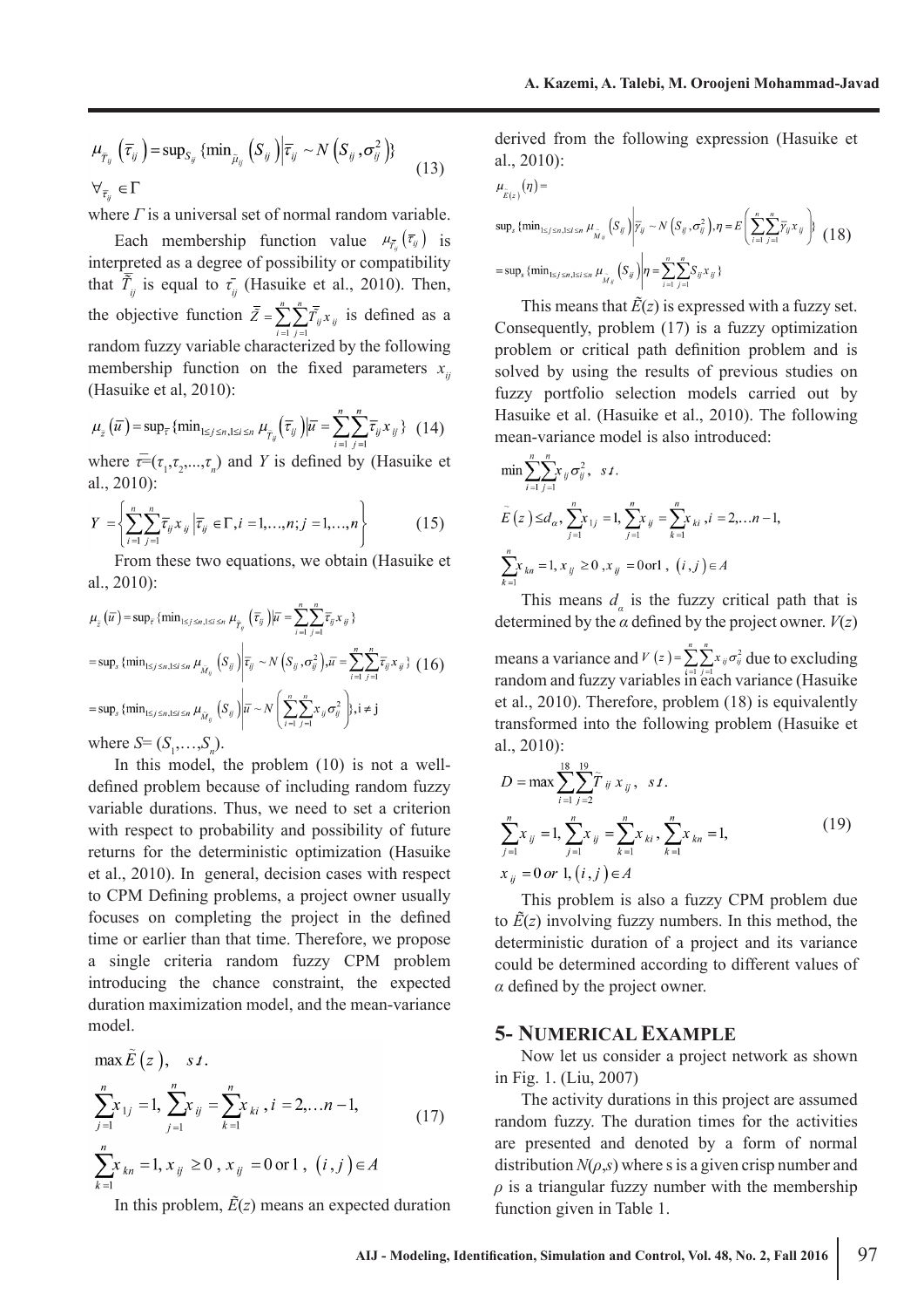$$\mu_{\bar{T}_{ij}}\left(\bar{\tau}_{ij}\right)=\sup_{S_{ij}}\{\min_{\tilde{\mu}_{ij}}\left(S_{ij}\right)\Big|\bar{\tau}_{ij}\sim N\left(S_{ij},\sigma_{ij}^{2}\right)\} \tag{13}$$

$$\forall_{\bar{\tau}_{ij}}\in\Gamma$$

where $\Gamma$ is a universal set of normal random variable.

Each membership function value $\mu_{\bar{\tilde{T}}_{ij}}\left(\bar{\tau}_{ij}\right)$ is interpreted as a degree of possibility or compatibility that $\bar{\tilde{T}}_{ij}$ is equal to $\bar{\tau}_{ij}$ (Hasuike et al., 2010). Then, the objective function $\bar{\tilde{Z}}=\sum_{i=1}^{n}\sum_{j=1}^{n}\bar{\tilde{T}}_{ij}x_{ij}$ is defined as a random fuzzy variable characterized by the following membership function on the fixed parameters $x_{ij}$ (Hasuike et al, 2010):

$$\mu_{\tilde{z}}\left(\bar{u}\right)=\sup_{\bar{\tau}}\{\min_{1\le j\le n,1\le i\le n}\mu_{\bar{T}_{ij}}\left(\bar{\tau}_{ij}\right)\Big|\bar{u}=\sum_{i=1}^{n}\sum_{j=1}^{n}\bar{\tau}_{ij}x_{ij}\} \tag{14}$$

where $\bar{\tau}=(\tau_1,\tau_2,...,\tau_n)$ and $Y$ is defined by (Hasuike et al., 2010):

$$Y=\left\{\sum_{i=1}^{n}\sum_{j=1}^{n}\bar{\tau}_{ij}x_{ij}\,\Big|\,\bar{\tau}_{ij}\in\Gamma,i=1,\ldots,n;j=1,\ldots,n\right\} \tag{15}$$

From these two equations, we obtain (Hasuike et al., 2010):

$$\begin{aligned}\mu_{\tilde{z}}\left(\bar{u}\right)&=\sup_{\bar{\tau}}\{\min_{1\le j\le n,1\le i\le n}\mu_{\bar{T}_{ij}}\left(\bar{\tau}_{ij}\right)\Big|\bar{u}=\sum_{i=1}^{n}\sum_{j=1}^{n}\bar{\tau}_{ij}x_{ij}\}\\&=\sup_{s}\{\min_{1\le j\le n,1\le i\le n}\mu_{\tilde{M}_{ij}}\left(S_{ij}\right)\Big|\bar{\tau}_{ij}\sim N\left(S_{ij},\sigma_{ij}^{2}\right),\bar{u}=\sum_{i=1}^{n}\sum_{j=1}^{n}\bar{\tau}_{ij}x_{ij}\}\\&=\sup_{s}\{\min_{1\le j\le n,1\le i\le n}\mu_{\tilde{M}_{ij}}\left(S_{ij}\right)\Big|\bar{u}\sim N\left(\sum_{i=1}^{n}\sum_{j=1}^{n}x_{ij}\sigma_{ij}^{2}\right)\},\mathrm{i}\neq\mathrm{j}\end{aligned} \tag{16}$$

where $S=(S_1,\ldots,S_n)$.

In this model, the problem (10) is not a well-defined problem because of including random fuzzy variable durations. Thus, we need to set a criterion with respect to probability and possibility of future returns for the deterministic optimization (Hasuike et al., 2010). In general, decision cases with respect to CPM Defining problems, a project owner usually focuses on completing the project in the defined time or earlier than that time. Therefore, we propose a single criteria random fuzzy CPM problem introducing the chance constraint, the expected duration maximization model, and the mean-variance model.

$$\begin{aligned}&\max\tilde{E}\left(z\right),\quad s.t.\\&\sum_{j=1}^{n}x_{1j}=1,\ \sum_{j=1}^{n}x_{ij}=\sum_{k=1}^{n}x_{ki},\ i=2,\ldots n-1,\\&\sum_{k=1}^{n}x_{kn}=1,\ x_{ij}\ge0\ ,\ x_{ij}=0\ \mathrm{or}\ 1\ ,\ \left(i,j\right)\in A\end{aligned} \tag{17}$$

In this problem, $\tilde{E}(z)$ means an expected duration derived from the following expression (Hasuike et al., 2010):

$$\begin{aligned}&\mu_{\tilde{E}(z)}\left(\eta\right)=\\&\sup_{s}\{\min_{1\le j\le n,1\le i\le n}\mu_{\tilde{M}_{ij}}\left(S_{ij}\right)\Big|\bar{\gamma}_{ij}\sim N\left(S_{ij},\sigma_{ij}^{2}\right),\eta=E\left(\sum_{i=1}^{n}\sum_{j=1}^{n}\bar{\gamma}_{ij}x_{ij}\right)\}\\&=\sup_{s}\{\min_{1\le j\le n,1\le i\le n}\mu_{\tilde{M}_{ij}}\left(S_{ij}\right)\Big|\eta=\sum_{i=1}^{n}\sum_{j=1}^{n}S_{ij}x_{ij}\}\end{aligned} \tag{18}$$

This means that $\tilde{E}(z)$ is expressed with a fuzzy set. Consequently, problem (17) is a fuzzy optimization problem or critical path definition problem and is solved by using the results of previous studies on fuzzy portfolio selection models carried out by Hasuike et al. (Hasuike et al., 2010). The following mean-variance model is also introduced:

$$\begin{aligned}&\min\sum_{i=1}^{n}\sum_{j=1}^{n}x_{ij}\sigma_{ij}^{2},\quad s.t.\\&\tilde{E}\left(z\right)\le d_{\alpha},\ \sum_{j=1}^{n}x_{1j}=1,\ \sum_{j=1}^{n}x_{ij}=\sum_{k=1}^{n}x_{ki},\ i=2,\ldots n-1,\\&\sum_{k=1}^{n}x_{kn}=1,\ x_{ij}\ge0\ ,x_{ij}=0\,\mathrm{or}\,1\ ,\ \left(i,j\right)\in A\end{aligned}$$

This means $d_\alpha$ is the fuzzy critical path that is determined by the $\alpha$ defined by the project owner. $V(z)$ means a variance and $V\left(z\right)=\sum_{i=1}^{n}\sum_{j=1}^{n}x_{ij}\sigma_{ij}^{2}$ due to excluding random and fuzzy variables in each variance (Hasuike et al., 2010). Therefore, problem (18) is equivalently transformed into the following problem (Hasuike et al., 2010):

$$\begin{aligned}&D=\max\sum_{i=1}^{18}\sum_{j=2}^{19}\tilde{T}_{ij}x_{ij},\quad s.t.\\&\sum_{j=1}^{n}x_{ij}=1,\ \sum_{j=1}^{n}x_{ij}=\sum_{k=1}^{n}x_{ki},\ \sum_{k=1}^{n}x_{kn}=1,\\&x_{ij}=0\ or\ 1,\left(i,j\right)\in A\end{aligned} \tag{19}$$

This problem is also a fuzzy CPM problem due to $\tilde{E}(z)$ involving fuzzy numbers. In this method, the deterministic duration of a project and its variance could be determined according to different values of $\alpha$ defined by the project owner.

## 5- Numerical Example

Now let us consider a project network as shown in Fig. 1. (Liu, 2007)

The activity durations in this project are assumed random fuzzy. The duration times for the activities are presented and denoted by a form of normal distribution $N(\rho,s)$ where s is a given crisp number and $\rho$ is a triangular fuzzy number with the membership function given in Table 1.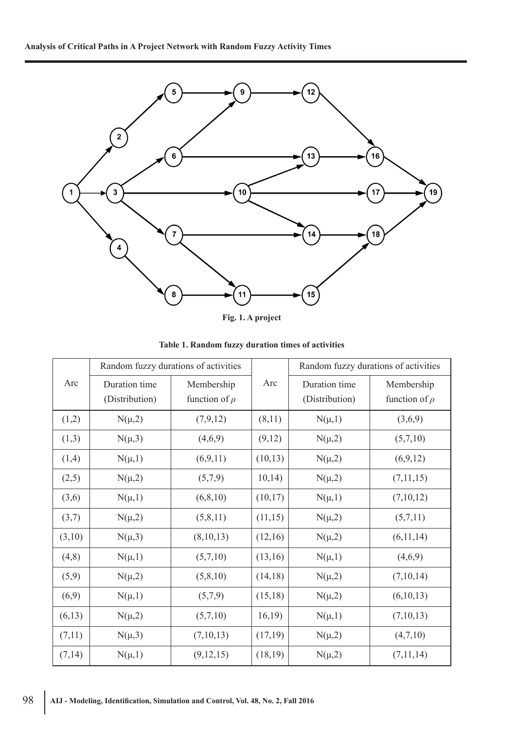Fig. 1. A project

**Table 1. Random fuzzy duration times of activities**

| Arc | Random fuzzy durations of activities | | Arc | Random fuzzy durations of activities | |
|---|---|---|---|---|---|
| | Duration time (Distribution) | Membership function of $\rho$ | | Duration time (Distribution) | Membership function of $\rho$ |
| (1,2) | N(μ,2) | (7,9,12) | (8,11) | N(μ,1) | (3,6,9) |
| (1,3) | N(μ,3) | (4,6,9) | (9,12) | N(μ,2) | (5,7,10) |
| (1,4) | N(μ,1) | (6,9,11) | (10,13) | N(μ,2) | (6,9,12) |
| (2,5) | N(μ,2) | (5,7,9) | 10,14) | N(μ,2) | (7,11,15) |
| (3,6) | N(μ,1) | (6,8,10) | (10,17) | N(μ,1) | (7,10,12) |
| (3,7) | N(μ,2) | (5,8,11) | (11,15) | N(μ,2) | (5,7,11) |
| (3,10) | N(μ,3) | (8,10,13) | (12,16) | N(μ,2) | (6,11,14) |
| (4,8) | N(μ,1) | (5,7,10) | (13,16) | N(μ,1) | (4,6,9) |
| (5,9) | N(μ,2) | (5,8,10) | (14,18) | N(μ,2) | (7,10,14) |
| (6,9) | N(μ,1) | (5,7,9) | (15,18) | N(μ,2) | (6,10,13) |
| (6,13) | N(μ,2) | (5,7,10) | 16,19) | N(μ,1) | (7,10,13) |
| (7,11) | N(μ,3) | (7,10,13) | (17,19) | N(μ,2) | (4,7,10) |
| (7,14) | N(μ,1) | (9,12,15) | (18,19) | N(μ,2) | (7,11,14) |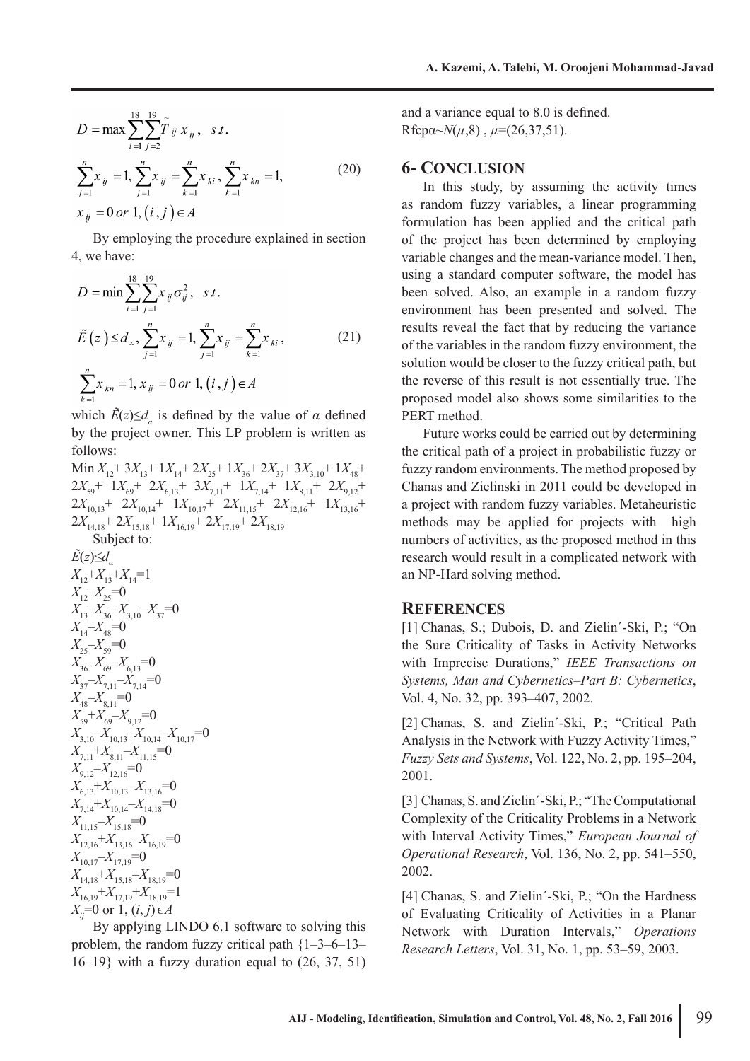$$D = \max \sum_{i=1}^{18} \sum_{j=2}^{19} \tilde{T}_{ij} x_{ij}, \quad s.t.$$

$$\sum_{j=1}^{n} x_{ij} = 1, \sum_{j=1}^{n} x_{ij} = \sum_{k=1}^{n} x_{ki}, \sum_{k=1}^{n} x_{kn} = 1, \tag{20}$$

$$x_{ij} = 0 \; or \; 1, (i,j) \in A$$

By employing the procedure explained in section 4, we have:

$$D = \min \sum_{i=1}^{18} \sum_{j=1}^{19} x_{ij} \sigma_{ij}^2, \quad s.t.$$

$$\tilde{E}(z) \le d_{\alpha}, \sum_{j=1}^{n} x_{ij} = 1, \sum_{j=1}^{n} x_{ij} = \sum_{k=1}^{n} x_{ki}, \tag{21}$$

$$\sum_{k=1}^{n} x_{kn} = 1, x_{ij} = 0 \; or \; 1, (i,j) \in A$$

which $\tilde{E}(z) \le d_{\alpha}$ is defined by the value of $\alpha$ defined by the project owner. This LP problem is written as follows:

Min $X_{12} + 3X_{13} + 1X_{14} + 2X_{25} + 1X_{36} + 2X_{37} + 3X_{3,10} + 1X_{48} + 2X_{59} + 1X_{69} + 2X_{6,13} + 3X_{7,11} + 1X_{7,14} + 1X_{8,11} + 2X_{9,12} + 2X_{10,13} + 2X_{10,14} + 1X_{10,17} + 2X_{11,15} + 2X_{12,16} + 1X_{13,16} + 2X_{14,18} + 2X_{15,18} + 1X_{16,19} + 2X_{17,19} + 2X_{18,19}$

Subject to:

$\tilde{E}(z) \le d_{\alpha}$
$X_{12} + X_{13} + X_{14} = 1$
$X_{12} - X_{25} = 0$
$X_{13} - X_{36} - X_{3,10} - X_{37} = 0$
$X_{14} - X_{48} = 0$
$X_{25} - X_{59} = 0$
$X_{36} - X_{69} - X_{6,13} = 0$
$X_{37} - X_{7,11} - X_{7,14} = 0$
$X_{48} - X_{8,11} = 0$
$X_{59} + X_{69} - X_{9,12} = 0$
$X_{3,10} - X_{10,13} - X_{10,14} - X_{10,17} = 0$
$X_{7,11} + X_{8,11} - X_{11,15} = 0$
$X_{9,12} - X_{12,16} = 0$
$X_{6,13} + X_{10,13} - X_{13,16} = 0$
$X_{7,14} + X_{10,14} - X_{14,18} = 0$
$X_{11,15} - X_{15,18} = 0$
$X_{12,16} + X_{13,16} - X_{16,19} = 0$
$X_{10,17} - X_{17,19} = 0$
$X_{14,18} + X_{15,18} - X_{18,19} = 0$
$X_{16,19} + X_{17,19} + X_{18,19} = 1$
$X_{ij} = 0$ or 1, $(i, j) \in A$

By applying LINDO 6.1 software to solving this problem, the random fuzzy critical path {1–3–6–13–16–19} with a fuzzy duration equal to (26, 37, 51) and a variance equal to 8.0 is defined.
Rfcpα~$N(\mu,8)$ , $\mu$=(26,37,51).

## 6- Conclusion

In this study, by assuming the activity times as random fuzzy variables, a linear programming formulation has been applied and the critical path of the project has been determined by employing variable changes and the mean-variance model. Then, using a standard computer software, the model has been solved. Also, an example in a random fuzzy environment has been presented and solved. The results reveal the fact that by reducing the variance of the variables in the random fuzzy environment, the solution would be closer to the fuzzy critical path, but the reverse of this result is not essentially true. The proposed model also shows some similarities to the PERT method.

Future works could be carried out by determining the critical path of a project in probabilistic fuzzy or fuzzy random environments. The method proposed by Chanas and Zielinski in 2011 could be developed in a project with random fuzzy variables. Metaheuristic methods may be applied for projects with high numbers of activities, as the proposed method in this research would result in a complicated network with an NP-Hard solving method.

## References

[1] Chanas, S.; Dubois, D. and Zielin´-Ski, P.; "On the Sure Criticality of Tasks in Activity Networks with Imprecise Durations," *IEEE Transactions on Systems, Man and Cybernetics–Part B: Cybernetics*, Vol. 4, No. 32, pp. 393–407, 2002.

[2] Chanas, S. and Zielin´-Ski, P.; "Critical Path Analysis in the Network with Fuzzy Activity Times," *Fuzzy Sets and Systems*, Vol. 122, No. 2, pp. 195–204, 2001.

[3] Chanas, S. and Zielin´-Ski, P.; "The Computational Complexity of the Criticality Problems in a Network with Interval Activity Times," *European Journal of Operational Research*, Vol. 136, No. 2, pp. 541–550, 2002.

[4] Chanas, S. and Zielin´-Ski, P.; "On the Hardness of Evaluating Criticality of Activities in a Planar Network with Duration Intervals," *Operations Research Letters*, Vol. 31, No. 1, pp. 53–59, 2003.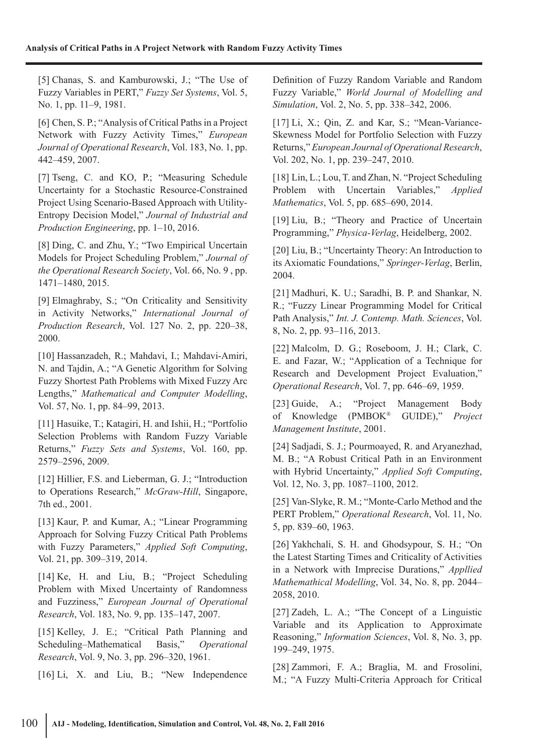[5] Chanas, S. and Kamburowski, J.; "The Use of Fuzzy Variables in PERT," *Fuzzy Set Systems*, Vol. 5, No. 1, pp. 11–9, 1981.

[6] Chen, S. P.; "Analysis of Critical Paths in a Project Network with Fuzzy Activity Times," *European Journal of Operational Research*, Vol. 183, No. 1, pp. 442–459, 2007.

[7] Tseng, C. and KO, P.; "Measuring Schedule Uncertainty for a Stochastic Resource-Constrained Project Using Scenario-Based Approach with Utility-Entropy Decision Model," *Journal of Industrial and Production Engineering*, pp. 1–10, 2016.

[8] Ding, C. and Zhu, Y.; "Two Empirical Uncertain Models for Project Scheduling Problem," *Journal of the Operational Research Society*, Vol. 66, No. 9 , pp. 1471–1480, 2015.

[9] Elmaghraby, S.; "On Criticality and Sensitivity in Activity Networks," *International Journal of Production Research*, Vol. 127 No. 2, pp. 220–38, 2000.

[10] Hassanzadeh, R.; Mahdavi, I.; Mahdavi-Amiri, N. and Tajdin, A.; "A Genetic Algorithm for Solving Fuzzy Shortest Path Problems with Mixed Fuzzy Arc Lengths," *Mathematical and Computer Modelling*, Vol. 57, No. 1, pp. 84–99, 2013.

[11] Hasuike, T.; Katagiri, H. and Ishii, H.; "Portfolio Selection Problems with Random Fuzzy Variable Returns," *Fuzzy Sets and Systems*, Vol. 160, pp. 2579–2596, 2009.

[12] Hillier, F.S. and Lieberman, G. J.; "Introduction to Operations Research," *McGraw-Hill*, Singapore, 7th ed., 2001.

[13] Kaur, P. and Kumar, A.; "Linear Programming Approach for Solving Fuzzy Critical Path Problems with Fuzzy Parameters," *Applied Soft Computing*, Vol. 21, pp. 309–319, 2014.

[14] Ke, H. and Liu, B.; "Project Scheduling Problem with Mixed Uncertainty of Randomness and Fuzziness," *European Journal of Operational Research*, Vol. 183, No. 9, pp. 135–147, 2007.

[15] Kelley, J. E.; "Critical Path Planning and Scheduling–Mathematical Basis," *Operational Research*, Vol. 9, No. 3, pp. 296–320, 1961.

[16] Li, X. and Liu, B.; "New Independence Definition of Fuzzy Random Variable and Random Fuzzy Variable," *World Journal of Modelling and Simulation*, Vol. 2, No. 5, pp. 338–342, 2006.

[17] Li, X.; Qin, Z. and Kar, S.; "Mean-Variance-Skewness Model for Portfolio Selection with Fuzzy Returns," *European Journal of Operational Research*, Vol. 202, No. 1, pp. 239–247, 2010.

[18] Lin, L.; Lou, T. and Zhan, N. "Project Scheduling Problem with Uncertain Variables," *Applied Mathematics*, Vol. 5, pp. 685–690, 2014.

[19] Liu, B.; "Theory and Practice of Uncertain Programming," *Physica-Verlag*, Heidelberg, 2002.

[20] Liu, B.; "Uncertainty Theory: An Introduction to its Axiomatic Foundations," *Springer-Verlag*, Berlin, 2004.

[21] Madhuri, K. U.; Saradhi, B. P. and Shankar, N. R.; "Fuzzy Linear Programming Model for Critical Path Analysis," *Int. J. Contemp. Math. Sciences*, Vol. 8, No. 2, pp. 93–116, 2013.

[22] Malcolm, D. G.; Roseboom, J. H.; Clark, C. E. and Fazar, W.; "Application of a Technique for Research and Development Project Evaluation," *Operational Research*, Vol. 7, pp. 646–69, 1959.

[23] Guide, A.; "Project Management Body of Knowledge (PMBOK® GUIDE)," *Project Management Institute*, 2001.

[24] Sadjadi, S. J.; Pourmoayed, R. and Aryanezhad, M. B.; "A Robust Critical Path in an Environment with Hybrid Uncertainty," *Applied Soft Computing*, Vol. 12, No. 3, pp. 1087–1100, 2012.

[25] Van-Slyke, R. M.; "Monte-Carlo Method and the PERT Problem," *Operational Research*, Vol. 11, No. 5, pp. 839–60, 1963.

[26] Yakhchali, S. H. and Ghodsypour, S. H.; "On the Latest Starting Times and Criticality of Activities in a Network with Imprecise Durations," *Appllied Mathemathical Modelling*, Vol. 34, No. 8, pp. 2044–2058, 2010.

[27] Zadeh, L. A.; "The Concept of a Linguistic Variable and its Application to Approximate Reasoning," *Information Sciences*, Vol. 8, No. 3, pp. 199–249, 1975.

[28] Zammori, F. A.; Braglia, M. and Frosolini, M.; "A Fuzzy Multi-Criteria Approach for Critical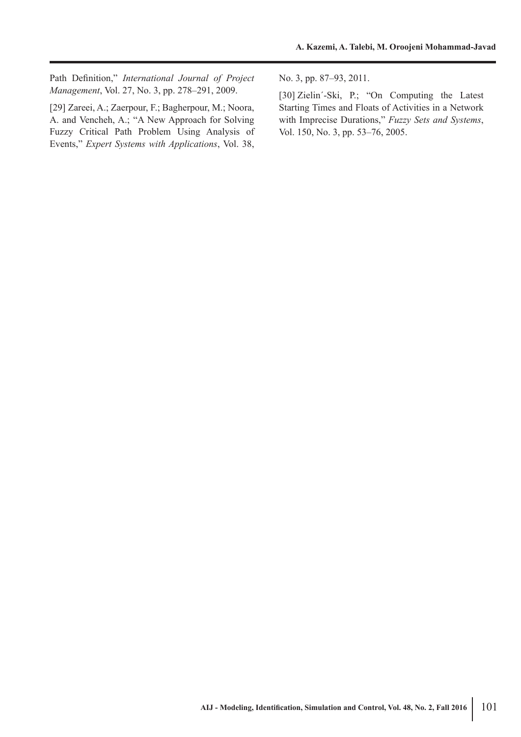Path Definition," *International Journal of Project Management*, Vol. 27, No. 3, pp. 278–291, 2009.

[29] Zareei, A.; Zaerpour, F.; Bagherpour, M.; Noora, A. and Vencheh, A.; "A New Approach for Solving Fuzzy Critical Path Problem Using Analysis of Events," *Expert Systems with Applications*, Vol. 38, No. 3, pp. 87–93, 2011.

[30] Zielin´-Ski, P.; "On Computing the Latest Starting Times and Floats of Activities in a Network with Imprecise Durations," *Fuzzy Sets and Systems*, Vol. 150, No. 3, pp. 53–76, 2005.